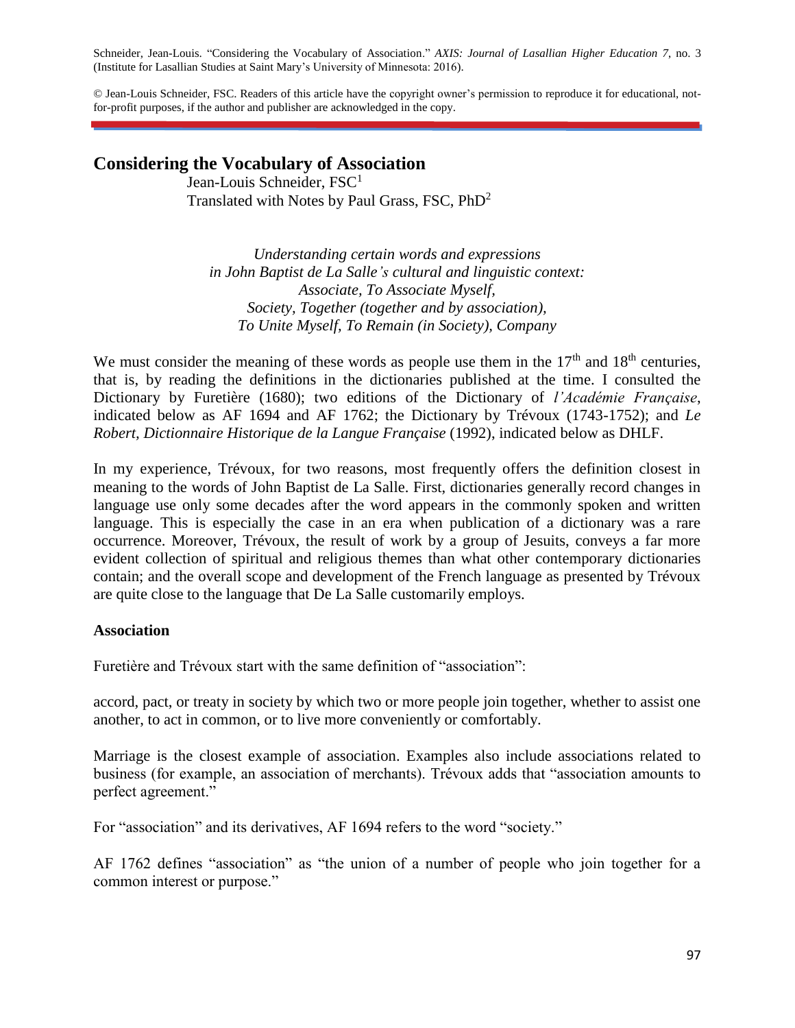Schneider, Jean-Louis. "Considering the Vocabulary of Association." *AXIS: Journal of Lasallian Higher Education 7*, no. 3 (Institute for Lasallian Studies at Saint Mary's University of Minnesota: 2016).

© Jean-Louis Schneider, FSC. Readers of this article have the copyright owner's permission to reproduce it for educational, not-for-profit purposes, if the author and publisher are acknowledged in the copy.

# Considering the Vocabulary of Association

Jean-Louis Schneider, FSC[1]
Translated with Notes by Paul Grass, FSC, PhD[2]

*Understanding certain words and expressions in John Baptist de La Salle's cultural and linguistic context: Associate, To Associate Myself, Society, Together (together and by association), To Unite Myself, To Remain (in Society), Company*

We must consider the meaning of these words as people use them in the 17th and 18th centuries, that is, by reading the definitions in the dictionaries published at the time. I consulted the Dictionary by Furetière (1680); two editions of the Dictionary of *l'Académie Française*, indicated below as AF 1694 and AF 1762; the Dictionary by Trévoux (1743-1752); and *Le Robert, Dictionnaire Historique de la Langue Française* (1992), indicated below as DHLF.

In my experience, Trévoux, for two reasons, most frequently offers the definition closest in meaning to the words of John Baptist de La Salle. First, dictionaries generally record changes in language use only some decades after the word appears in the commonly spoken and written language. This is especially the case in an era when publication of a dictionary was a rare occurrence. Moreover, Trévoux, the result of work by a group of Jesuits, conveys a far more evident collection of spiritual and religious themes than what other contemporary dictionaries contain; and the overall scope and development of the French language as presented by Trévoux are quite close to the language that De La Salle customarily employs.

### Association

Furetière and Trévoux start with the same definition of "association":

accord, pact, or treaty in society by which two or more people join together, whether to assist one another, to act in common, or to live more conveniently or comfortably.

Marriage is the closest example of association. Examples also include associations related to business (for example, an association of merchants). Trévoux adds that "association amounts to perfect agreement."

For "association" and its derivatives, AF 1694 refers to the word "society."

AF 1762 defines "association" as "the union of a number of people who join together for a common interest or purpose."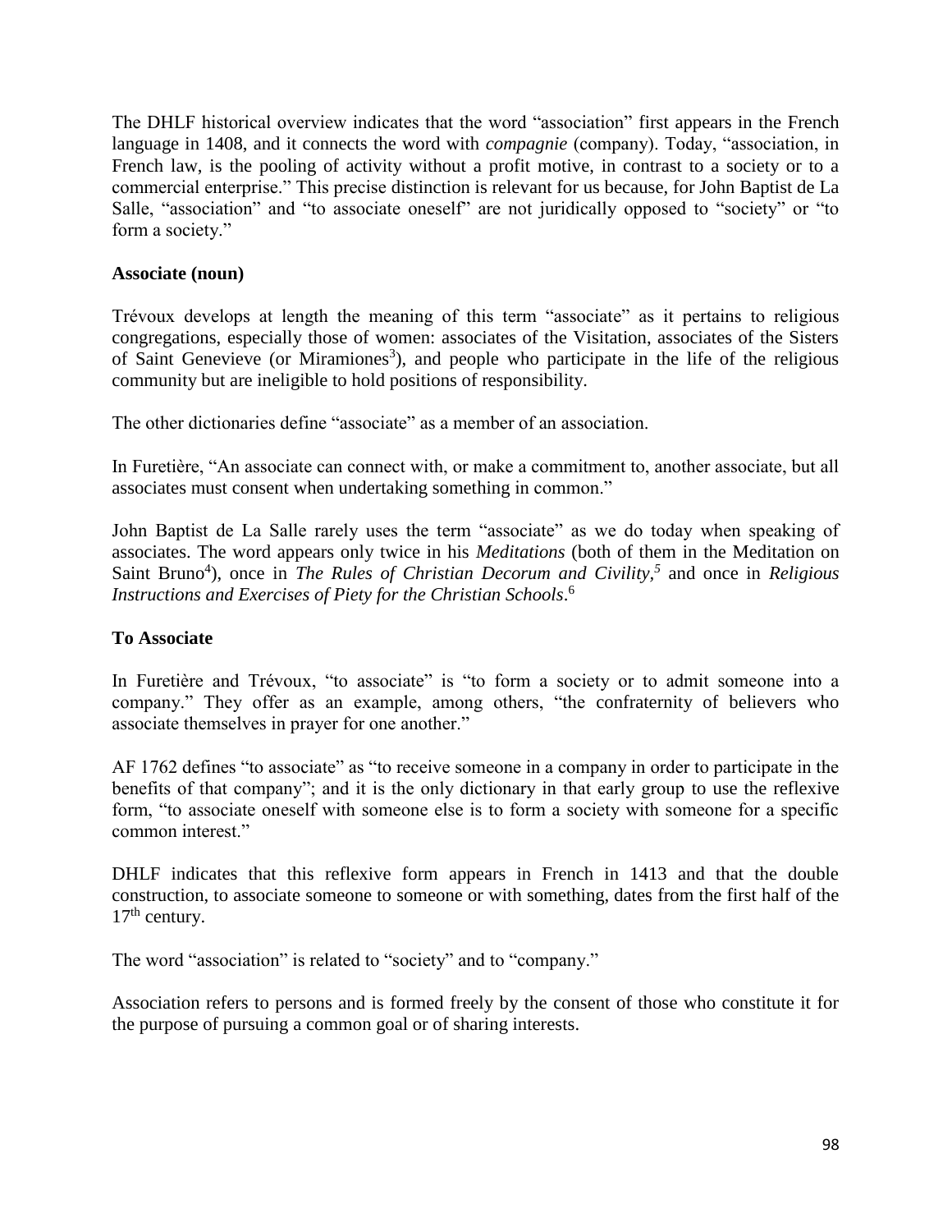The DHLF historical overview indicates that the word "association" first appears in the French language in 1408, and it connects the word with *compagnie* (company). Today, "association, in French law, is the pooling of activity without a profit motive, in contrast to a society or to a commercial enterprise." This precise distinction is relevant for us because, for John Baptist de La Salle, "association" and "to associate oneself" are not juridically opposed to "society" or "to form a society."

**Associate (noun)**

Trévoux develops at length the meaning of this term "associate" as it pertains to religious congregations, especially those of women: associates of the Visitation, associates of the Sisters of Saint Genevieve (or Miramiones[3]), and people who participate in the life of the religious community but are ineligible to hold positions of responsibility.

The other dictionaries define "associate" as a member of an association.

In Furetière, "An associate can connect with, or make a commitment to, another associate, but all associates must consent when undertaking something in common."

John Baptist de La Salle rarely uses the term "associate" as we do today when speaking of associates. The word appears only twice in his *Meditations* (both of them in the Meditation on Saint Bruno[4]), once in *The Rules of Christian Decorum and Civility,*[5] and once in *Religious Instructions and Exercises of Piety for the Christian Schools*.[6]

**To Associate**

In Furetière and Trévoux, "to associate" is "to form a society or to admit someone into a company." They offer as an example, among others, "the confraternity of believers who associate themselves in prayer for one another."

AF 1762 defines "to associate" as "to receive someone in a company in order to participate in the benefits of that company"; and it is the only dictionary in that early group to use the reflexive form, "to associate oneself with someone else is to form a society with someone for a specific common interest."

DHLF indicates that this reflexive form appears in French in 1413 and that the double construction, to associate someone to someone or with something, dates from the first half of the 17th century.

The word "association" is related to "society" and to "company."

Association refers to persons and is formed freely by the consent of those who constitute it for the purpose of pursuing a common goal or of sharing interests.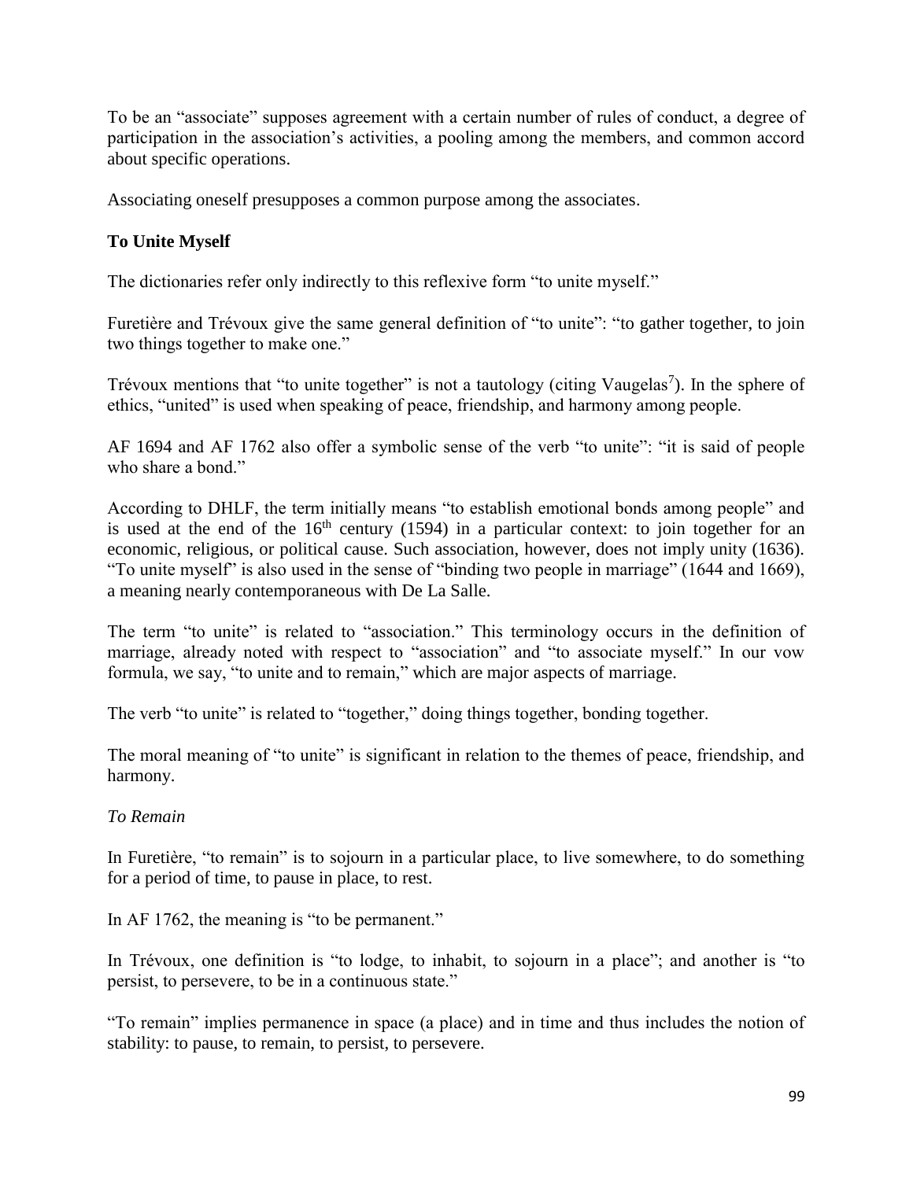To be an “associate” supposes agreement with a certain number of rules of conduct, a degree of participation in the association’s activities, a pooling among the members, and common accord about specific operations.

Associating oneself presupposes a common purpose among the associates.

**To Unite Myself**

The dictionaries refer only indirectly to this reflexive form “to unite myself.”

Furetière and Trévoux give the same general definition of “to unite”: “to gather together, to join two things together to make one.”

Trévoux mentions that “to unite together” is not a tautology (citing Vaugelas[7]). In the sphere of ethics, “united” is used when speaking of peace, friendship, and harmony among people.

AF 1694 and AF 1762 also offer a symbolic sense of the verb “to unite”: “it is said of people who share a bond.”

According to DHLF, the term initially means “to establish emotional bonds among people” and is used at the end of the 16th century (1594) in a particular context: to join together for an economic, religious, or political cause. Such association, however, does not imply unity (1636). “To unite myself” is also used in the sense of “binding two people in marriage” (1644 and 1669), a meaning nearly contemporaneous with De La Salle.

The term “to unite” is related to “association.” This terminology occurs in the definition of marriage, already noted with respect to “association” and “to associate myself.” In our vow formula, we say, “to unite and to remain,” which are major aspects of marriage.

The verb “to unite” is related to “together,” doing things together, bonding together.

The moral meaning of “to unite” is significant in relation to the themes of peace, friendship, and harmony.

*To Remain*

In Furetière, “to remain” is to sojourn in a particular place, to live somewhere, to do something for a period of time, to pause in place, to rest.

In AF 1762, the meaning is “to be permanent.”

In Trévoux, one definition is “to lodge, to inhabit, to sojourn in a place”; and another is “to persist, to persevere, to be in a continuous state.”

“To remain” implies permanence in space (a place) and in time and thus includes the notion of stability: to pause, to remain, to persist, to persevere.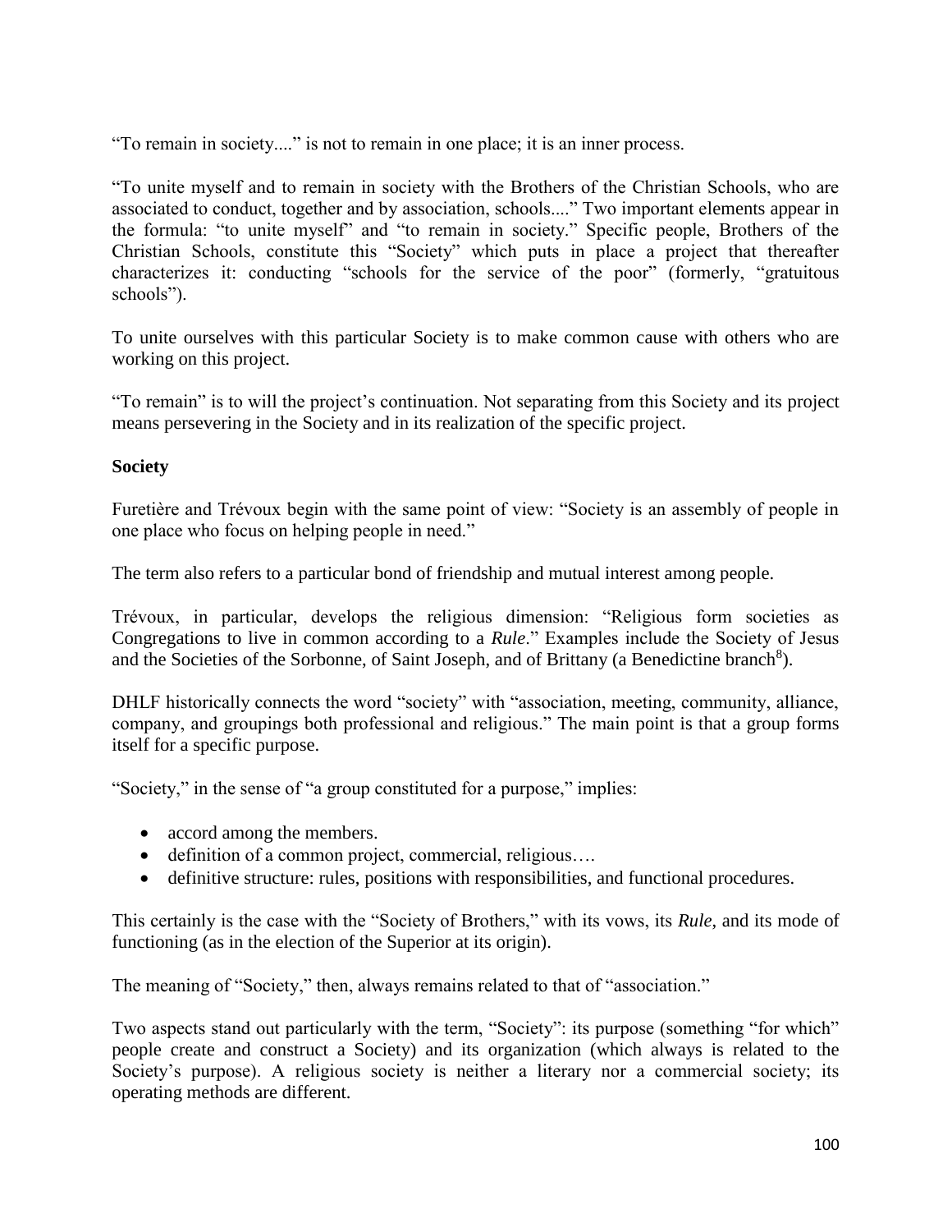"To remain in society...." is not to remain in one place; it is an inner process.

"To unite myself and to remain in society with the Brothers of the Christian Schools, who are associated to conduct, together and by association, schools...." Two important elements appear in the formula: "to unite myself" and "to remain in society." Specific people, Brothers of the Christian Schools, constitute this "Society" which puts in place a project that thereafter characterizes it: conducting "schools for the service of the poor" (formerly, "gratuitous schools").

To unite ourselves with this particular Society is to make common cause with others who are working on this project.

"To remain" is to will the project's continuation. Not separating from this Society and its project means persevering in the Society and in its realization of the specific project.

**Society**

Furetière and Trévoux begin with the same point of view: "Society is an assembly of people in one place who focus on helping people in need."

The term also refers to a particular bond of friendship and mutual interest among people.

Trévoux, in particular, develops the religious dimension: "Religious form societies as Congregations to live in common according to a *Rule*." Examples include the Society of Jesus and the Societies of the Sorbonne, of Saint Joseph, and of Brittany (a Benedictine branch[8]).

DHLF historically connects the word "society" with "association, meeting, community, alliance, company, and groupings both professional and religious." The main point is that a group forms itself for a specific purpose.

"Society," in the sense of "a group constituted for a purpose," implies:

- accord among the members.
- definition of a common project, commercial, religious….
- definitive structure: rules, positions with responsibilities, and functional procedures.

This certainly is the case with the "Society of Brothers," with its vows, its *Rule*, and its mode of functioning (as in the election of the Superior at its origin).

The meaning of "Society," then, always remains related to that of "association."

Two aspects stand out particularly with the term, "Society": its purpose (something "for which" people create and construct a Society) and its organization (which always is related to the Society's purpose). A religious society is neither a literary nor a commercial society; its operating methods are different.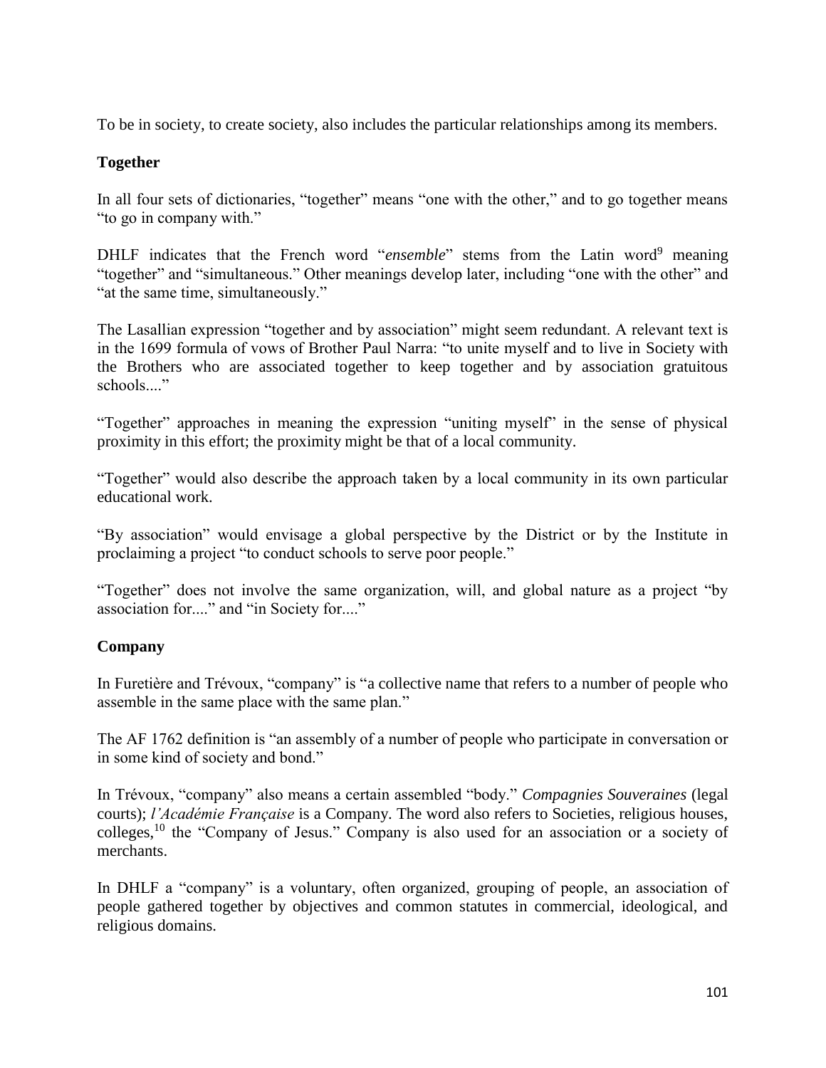To be in society, to create society, also includes the particular relationships among its members.

### Together

In all four sets of dictionaries, "together" means "one with the other," and to go together means "to go in company with."

DHLF indicates that the French word "*ensemble*" stems from the Latin word[9] meaning "together" and "simultaneous." Other meanings develop later, including "one with the other" and "at the same time, simultaneously."

The Lasallian expression "together and by association" might seem redundant. A relevant text is in the 1699 formula of vows of Brother Paul Narra: "to unite myself and to live in Society with the Brothers who are associated together to keep together and by association gratuitous schools...."

"Together" approaches in meaning the expression "uniting myself" in the sense of physical proximity in this effort; the proximity might be that of a local community.

"Together" would also describe the approach taken by a local community in its own particular educational work.

"By association" would envisage a global perspective by the District or by the Institute in proclaiming a project "to conduct schools to serve poor people."

"Together" does not involve the same organization, will, and global nature as a project "by association for...." and "in Society for...."

### Company

In Furetière and Trévoux, "company" is "a collective name that refers to a number of people who assemble in the same place with the same plan."

The AF 1762 definition is "an assembly of a number of people who participate in conversation or in some kind of society and bond."

In Trévoux, "company" also means a certain assembled "body." *Compagnies Souveraines* (legal courts); *l'Académie Française* is a Company. The word also refers to Societies, religious houses, colleges,[10] the "Company of Jesus." Company is also used for an association or a society of merchants.

In DHLF a "company" is a voluntary, often organized, grouping of people, an association of people gathered together by objectives and common statutes in commercial, ideological, and religious domains.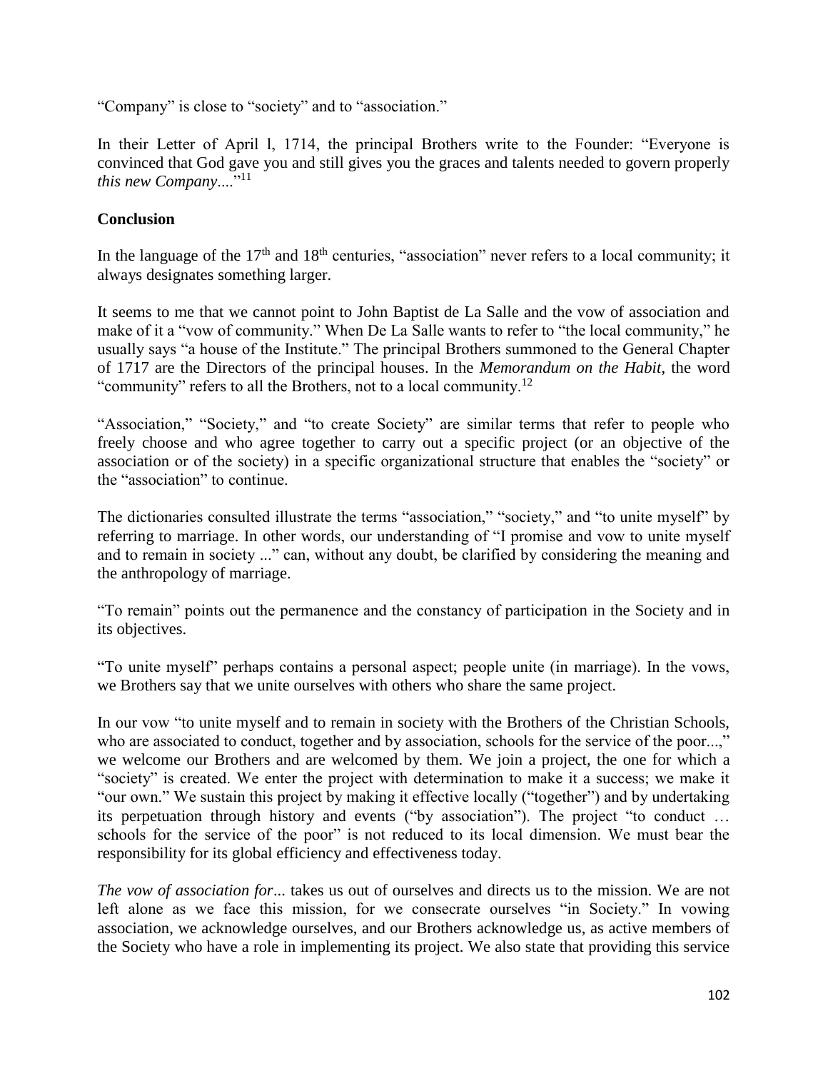"Company" is close to "society" and to "association."

In their Letter of April l, 1714, the principal Brothers write to the Founder: "Everyone is convinced that God gave you and still gives you the graces and talents needed to govern properly *this new Company*...."[11]

**Conclusion**

In the language of the 17th and 18th centuries, "association" never refers to a local community; it always designates something larger.

It seems to me that we cannot point to John Baptist de La Salle and the vow of association and make of it a "vow of community." When De La Salle wants to refer to "the local community," he usually says "a house of the Institute." The principal Brothers summoned to the General Chapter of 1717 are the Directors of the principal houses. In the *Memorandum on the Habit*, the word "community" refers to all the Brothers, not to a local community.[12]

"Association," "Society," and "to create Society" are similar terms that refer to people who freely choose and who agree together to carry out a specific project (or an objective of the association or of the society) in a specific organizational structure that enables the "society" or the "association" to continue.

The dictionaries consulted illustrate the terms "association," "society," and "to unite myself" by referring to marriage. In other words, our understanding of "I promise and vow to unite myself and to remain in society ..." can, without any doubt, be clarified by considering the meaning and the anthropology of marriage.

"To remain" points out the permanence and the constancy of participation in the Society and in its objectives.

"To unite myself" perhaps contains a personal aspect; people unite (in marriage). In the vows, we Brothers say that we unite ourselves with others who share the same project.

In our vow "to unite myself and to remain in society with the Brothers of the Christian Schools, who are associated to conduct, together and by association, schools for the service of the poor...," we welcome our Brothers and are welcomed by them. We join a project, the one for which a "society" is created. We enter the project with determination to make it a success; we make it "our own." We sustain this project by making it effective locally ("together") and by undertaking its perpetuation through history and events ("by association"). The project "to conduct … schools for the service of the poor" is not reduced to its local dimension. We must bear the responsibility for its global efficiency and effectiveness today.

*The vow of association for*... takes us out of ourselves and directs us to the mission. We are not left alone as we face this mission, for we consecrate ourselves "in Society." In vowing association, we acknowledge ourselves, and our Brothers acknowledge us, as active members of the Society who have a role in implementing its project. We also state that providing this service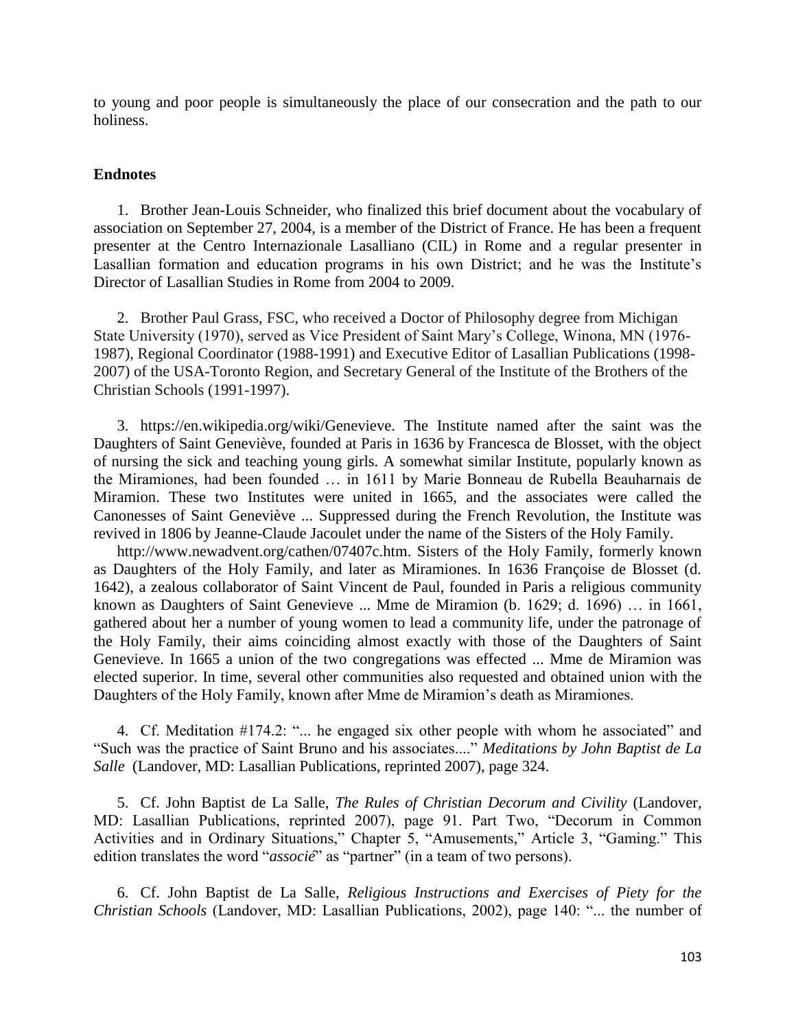to young and poor people is simultaneously the place of our consecration and the path to our holiness.

**Endnotes**

1. Brother Jean-Louis Schneider, who finalized this brief document about the vocabulary of association on September 27, 2004, is a member of the District of France. He has been a frequent presenter at the Centro Internazionale Lasalliano (CIL) in Rome and a regular presenter in Lasallian formation and education programs in his own District; and he was the Institute's Director of Lasallian Studies in Rome from 2004 to 2009.

2. Brother Paul Grass, FSC, who received a Doctor of Philosophy degree from Michigan State University (1970), served as Vice President of Saint Mary's College, Winona, MN (1976-1987), Regional Coordinator (1988-1991) and Executive Editor of Lasallian Publications (1998-2007) of the USA-Toronto Region, and Secretary General of the Institute of the Brothers of the Christian Schools (1991-1997).

3. https://en.wikipedia.org/wiki/Genevieve. The Institute named after the saint was the Daughters of Saint Geneviève, founded at Paris in 1636 by Francesca de Blosset, with the object of nursing the sick and teaching young girls. A somewhat similar Institute, popularly known as the Miramiones, had been founded … in 1611 by Marie Bonneau de Rubella Beauharnais de Miramion. These two Institutes were united in 1665, and the associates were called the Canonesses of Saint Geneviève ... Suppressed during the French Revolution, the Institute was revived in 1806 by Jeanne-Claude Jacoulet under the name of the Sisters of the Holy Family.

http://www.newadvent.org/cathen/07407c.htm. Sisters of the Holy Family, formerly known as Daughters of the Holy Family, and later as Miramiones. In 1636 Françoise de Blosset (d. 1642), a zealous collaborator of Saint Vincent de Paul, founded in Paris a religious community known as Daughters of Saint Genevieve ... Mme de Miramion (b. 1629; d. 1696) … in 1661, gathered about her a number of young women to lead a community life, under the patronage of the Holy Family, their aims coinciding almost exactly with those of the Daughters of Saint Genevieve. In 1665 a union of the two congregations was effected ... Mme de Miramion was elected superior. In time, several other communities also requested and obtained union with the Daughters of the Holy Family, known after Mme de Miramion's death as Miramiones.

4. Cf. Meditation #174.2: "... he engaged six other people with whom he associated" and "Such was the practice of Saint Bruno and his associates...." *Meditations by John Baptist de La Salle* (Landover, MD: Lasallian Publications, reprinted 2007), page 324.

5. Cf. John Baptist de La Salle, *The Rules of Christian Decorum and Civility* (Landover, MD: Lasallian Publications, reprinted 2007), page 91. Part Two, "Decorum in Common Activities and in Ordinary Situations," Chapter 5, "Amusements," Article 3, "Gaming." This edition translates the word "*associé*" as "partner" (in a team of two persons).

6. Cf. John Baptist de La Salle, *Religious Instructions and Exercises of Piety for the Christian Schools* (Landover, MD: Lasallian Publications, 2002), page 140: "... the number of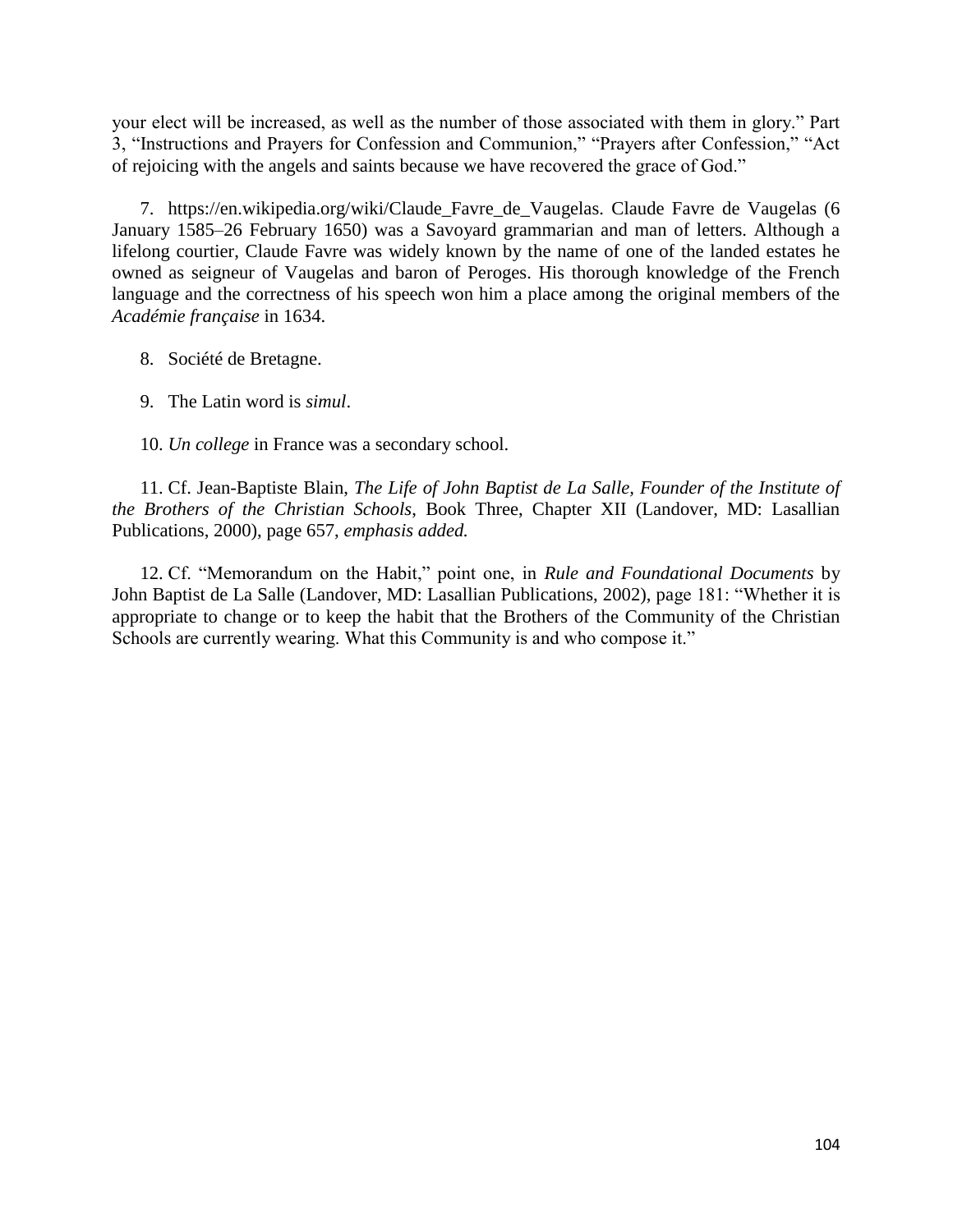your elect will be increased, as well as the number of those associated with them in glory." Part 3, "Instructions and Prayers for Confession and Communion," "Prayers after Confession," "Act of rejoicing with the angels and saints because we have recovered the grace of God."

7. https://en.wikipedia.org/wiki/Claude_Favre_de_Vaugelas. Claude Favre de Vaugelas (6 January 1585–26 February 1650) was a Savoyard grammarian and man of letters. Although a lifelong courtier, Claude Favre was widely known by the name of one of the landed estates he owned as seigneur of Vaugelas and baron of Peroges. His thorough knowledge of the French language and the correctness of his speech won him a place among the original members of the *Académie française* in 1634.

8. Société de Bretagne.

9. The Latin word is *simul*.

10. *Un college* in France was a secondary school.

11. Cf. Jean-Baptiste Blain, *The Life of John Baptist de La Salle, Founder of the Institute of the Brothers of the Christian Schools*, Book Three, Chapter XII (Landover, MD: Lasallian Publications, 2000), page 657, *emphasis added.*

12. Cf. "Memorandum on the Habit," point one, in *Rule and Foundational Documents* by John Baptist de La Salle (Landover, MD: Lasallian Publications, 2002), page 181: "Whether it is appropriate to change or to keep the habit that the Brothers of the Community of the Christian Schools are currently wearing. What this Community is and who compose it."